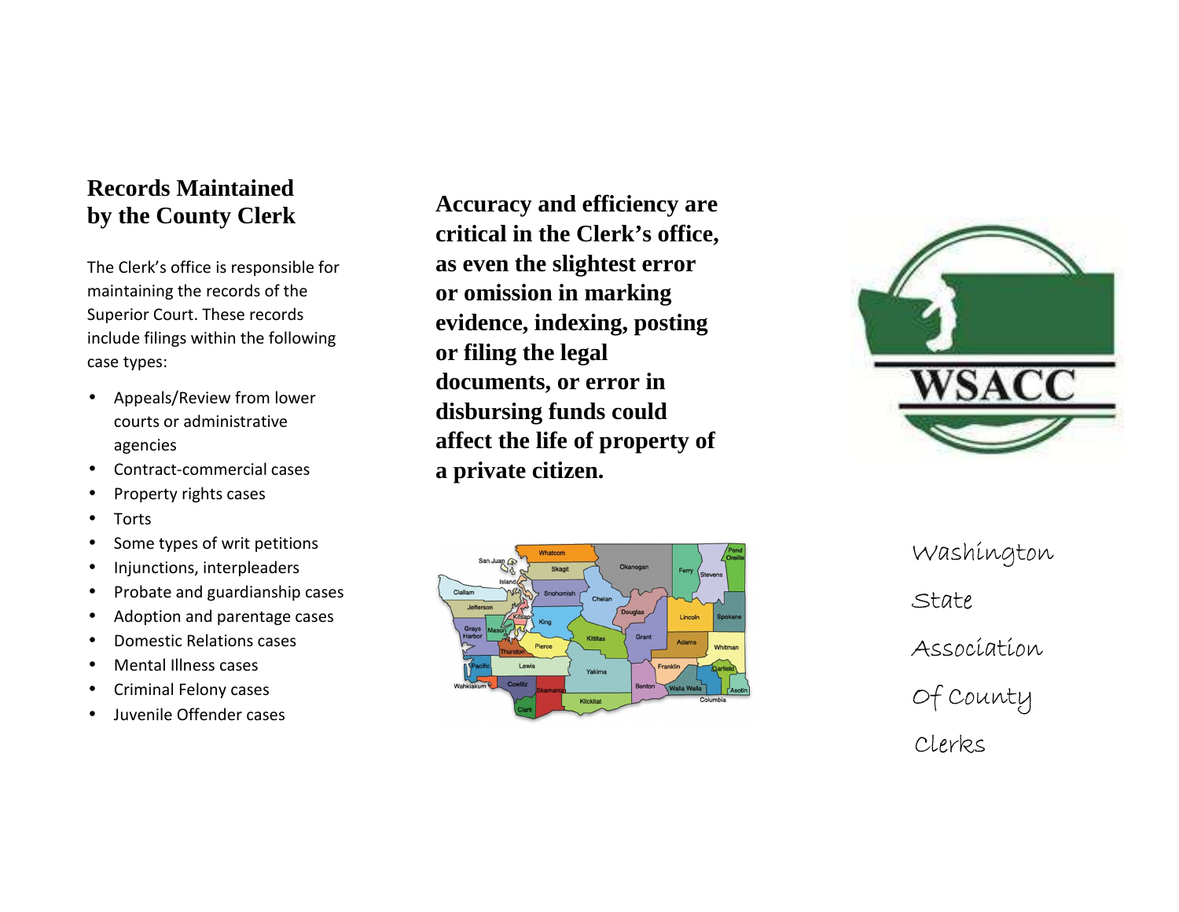## Records Maintained by the County Clerk

The Clerk's office is responsible for maintaining the records of the Superior Court. These records include filings within the following case types:

- Appeals/Review from lower courts or administrative agencies
- Contract-commercial cases
- Property rights cases
- Torts
- Some types of writ petitions
- Injunctions, interpleaders
- Probate and guardianship cases
- Adoption and parentage cases
- Domestic Relations cases
- Mental Illness cases
- Criminal Felony cases
- Juvenile Offender cases

**Accuracy and efficiency are critical in the Clerk's office, as even the slightest error or omission in marking evidence, indexing, posting or filing the legal documents, or error in disbursing funds could affect the life of property of a private citizen.**

WSACC

Washington State Association Of County Clerks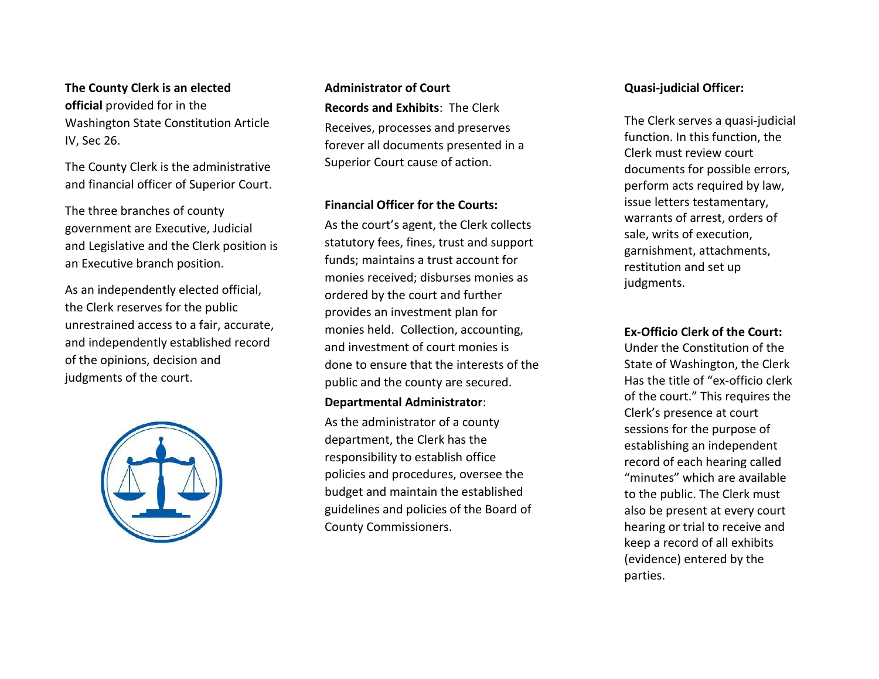**The County Clerk is an elected official** provided for in the Washington State Constitution Article IV, Sec 26.

The County Clerk is the administrative and financial officer of Superior Court.

The three branches of county government are Executive, Judicial and Legislative and the Clerk position is an Executive branch position.

As an independently elected official, the Clerk reserves for the public unrestrained access to a fair, accurate, and independently established record of the opinions, decision and judgments of the court.

**Administrator of Court Records and Exhibits**: The Clerk Receives, processes and preserves forever all documents presented in a Superior Court cause of action.

**Financial Officer for the Courts:**

As the court's agent, the Clerk collects statutory fees, fines, trust and support funds; maintains a trust account for monies received; disburses monies as ordered by the court and further provides an investment plan for monies held. Collection, accounting, and investment of court monies is done to ensure that the interests of the public and the county are secured.

**Departmental Administrator**:

As the administrator of a county department, the Clerk has the responsibility to establish office policies and procedures, oversee the budget and maintain the established guidelines and policies of the Board of County Commissioners.

**Quasi-judicial Officer:**

The Clerk serves a quasi-judicial function. In this function, the Clerk must review court documents for possible errors, perform acts required by law, issue letters testamentary, warrants of arrest, orders of sale, writs of execution, garnishment, attachments, restitution and set up judgments.

**Ex-Officio Clerk of the Court:**

Under the Constitution of the State of Washington, the Clerk Has the title of "ex-officio clerk of the court." This requires the Clerk's presence at court sessions for the purpose of establishing an independent record of each hearing called "minutes" which are available to the public. The Clerk must also be present at every court hearing or trial to receive and keep a record of all exhibits (evidence) entered by the parties.